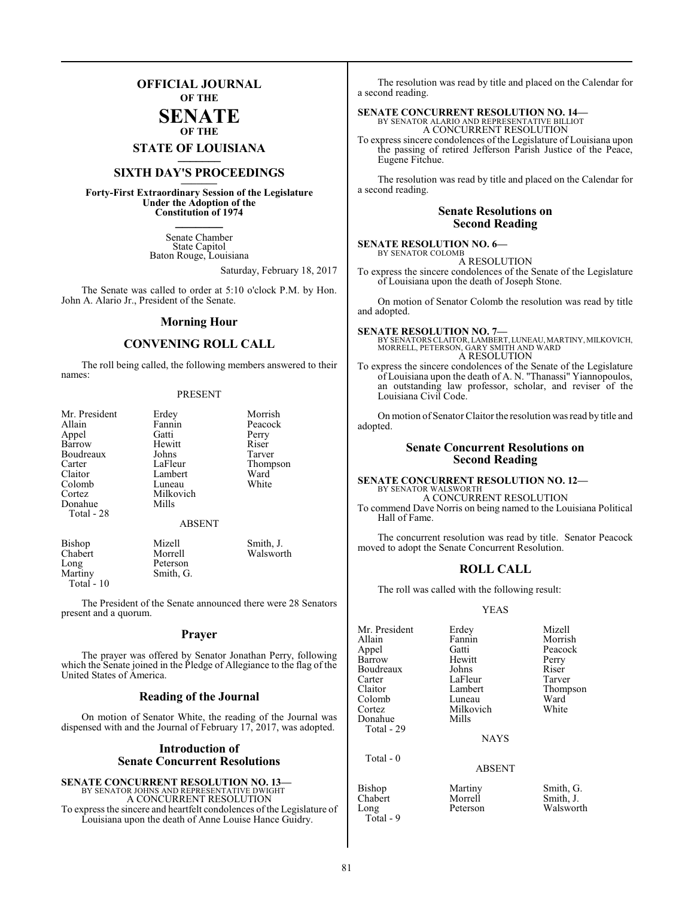# OFFICIAL JOURNAL OF THE SENATE OF THE STATE OF LOUISIANA

## SIXTH DAY'S PROCEEDINGS

**Forty-First Extraordinary Session of the Legislature Under the Adoption of the Constitution of 1974**

Senate Chamber
State Capitol
Baton Rouge, Louisiana

Saturday, February 18, 2017

The Senate was called to order at 5:10 o'clock P.M. by Hon. John A. Alario Jr., President of the Senate.

## Morning Hour

## CONVENING ROLL CALL

The roll being called, the following members answered to their names:

PRESENT

| | | |
|---|---|---|
| Mr. President | Erdey | Morrish |
| Allain | Fannin | Peacock |
| Appel | Gatti | Perry |
| Barrow | Hewitt | Riser |
| Boudreaux | Johns | Tarver |
| Carter | LaFleur | Thompson |
| Claitor | Lambert | Ward |
| Colomb | Luneau | White |
| Cortez | Milkovich | |
| Donahue | Mills | |
| Total - 28 | | |

ABSENT

| | | |
|---|---|---|
| Bishop | Mizell | Smith, J. |
| Chabert | Morrell | Walsworth |
| Long | Peterson | |
| Martiny | Smith, G. | |
| Total - 10 | | |

The President of the Senate announced there were 28 Senators present and a quorum.

## Prayer

The prayer was offered by Senator Jonathan Perry, following which the Senate joined in the Pledge of Allegiance to the flag of the United States of America.

## Reading of the Journal

On motion of Senator White, the reading of the Journal was dispensed with and the Journal of February 17, 2017, was adopted.

## Introduction of Senate Concurrent Resolutions

**SENATE CONCURRENT RESOLUTION NO. 13—**
BY SENATOR JOHNS AND REPRESENTATIVE DWIGHT
A CONCURRENT RESOLUTION
To express the sincere and heartfelt condolences of the Legislature of Louisiana upon the death of Anne Louise Hance Guidry.

The resolution was read by title and placed on the Calendar for a second reading.

**SENATE CONCURRENT RESOLUTION NO. 14—**
BY SENATOR ALARIO AND REPRESENTATIVE BILLIOT
A CONCURRENT RESOLUTION
To express sincere condolences of the Legislature of Louisiana upon the passing of retired Jefferson Parish Justice of the Peace, Eugene Fitchue.

The resolution was read by title and placed on the Calendar for a second reading.

## Senate Resolutions on Second Reading

**SENATE RESOLUTION NO. 6—**
BY SENATOR COLOMB
A RESOLUTION
To express the sincere condolences of the Senate of the Legislature of Louisiana upon the death of Joseph Stone.

On motion of Senator Colomb the resolution was read by title and adopted.

**SENATE RESOLUTION NO. 7—**
BY SENATORS CLAITOR, LAMBERT, LUNEAU, MARTINY, MILKOVICH, MORRELL, PETERSON, GARY SMITH AND WARD
A RESOLUTION
To express the sincere condolences of the Senate of the Legislature of Louisiana upon the death of A. N. "Thanassi" Yiannopoulos, an outstanding law professor, scholar, and reviser of the Louisiana Civil Code.

On motion of Senator Claitor the resolution was read by title and adopted.

## Senate Concurrent Resolutions on Second Reading

**SENATE CONCURRENT RESOLUTION NO. 12—**
BY SENATOR WALSWORTH
A CONCURRENT RESOLUTION
To commend Dave Norris on being named to the Louisiana Political Hall of Fame.

The concurrent resolution was read by title. Senator Peacock moved to adopt the Senate Concurrent Resolution.

## ROLL CALL

The roll was called with the following result:

YEAS

| | | |
|---|---|---|
| Mr. President | Erdey | Mizell |
| Allain | Fannin | Morrish |
| Appel | Gatti | Peacock |
| Barrow | Hewitt | Perry |
| Boudreaux | Johns | Riser |
| Carter | LaFleur | Tarver |
| Claitor | Lambert | Thompson |
| Colomb | Luneau | Ward |
| Cortez | Milkovich | White |
| Donahue | Mills | |
| Total - 29 | | |

NAYS

Total - 0

ABSENT

| | | |
|---|---|---|
| Bishop | Martiny | Smith, G. |
| Chabert | Morrell | Smith, J. |
| Long | Peterson | Walsworth |
| Total - 9 | | |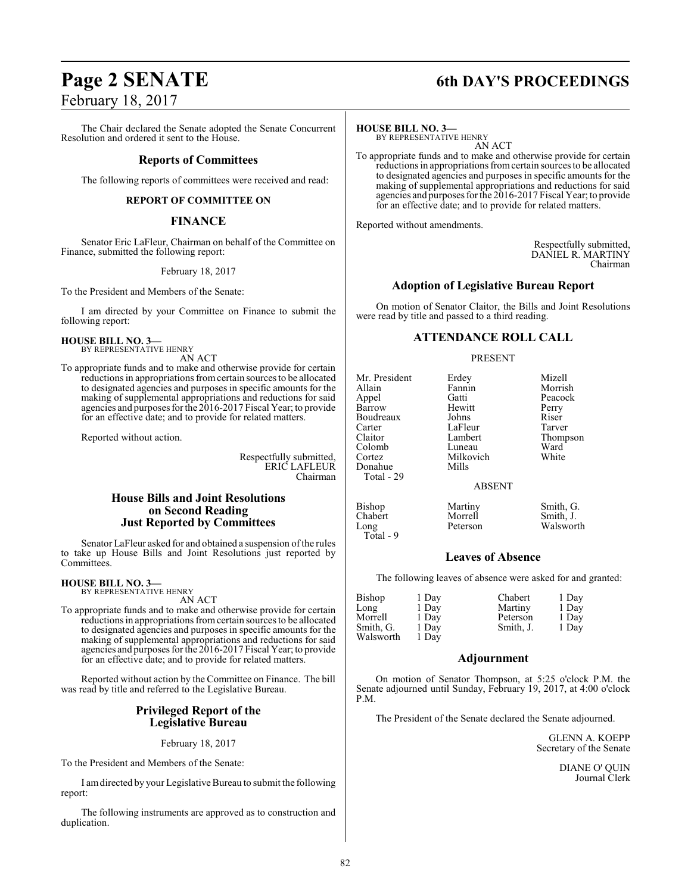The Chair declared the Senate adopted the Senate Concurrent Resolution and ordered it sent to the House.

## Reports of Committees

The following reports of committees were received and read:

### REPORT OF COMMITTEE ON

## FINANCE

Senator Eric LaFleur, Chairman on behalf of the Committee on Finance, submitted the following report:

February 18, 2017

To the President and Members of the Senate:

I am directed by your Committee on Finance to submit the following report:

**HOUSE BILL NO. 3—**
BY REPRESENTATIVE HENRY
AN ACT
To appropriate funds and to make and otherwise provide for certain reductions in appropriations from certain sources to be allocated to designated agencies and purposes in specific amounts for the making of supplemental appropriations and reductions for said agencies and purposes for the 2016-2017 Fiscal Year; to provide for an effective date; and to provide for related matters.

Reported without action.

Respectfully submitted,
ERIC LAFLEUR
Chairman

## House Bills and Joint Resolutions on Second Reading Just Reported by Committees

Senator LaFleur asked for and obtained a suspension of the rules to take up House Bills and Joint Resolutions just reported by Committees.

**HOUSE BILL NO. 3—**
BY REPRESENTATIVE HENRY
AN ACT
To appropriate funds and to make and otherwise provide for certain reductions in appropriations from certain sources to be allocated to designated agencies and purposes in specific amounts for the making of supplemental appropriations and reductions for said agencies and purposes for the 2016-2017 Fiscal Year; to provide for an effective date; and to provide for related matters.

Reported without action by the Committee on Finance. The bill was read by title and referred to the Legislative Bureau.

## Privileged Report of the Legislative Bureau

February 18, 2017

To the President and Members of the Senate:

I am directed by your Legislative Bureau to submit the following report:

The following instruments are approved as to construction and duplication.

**HOUSE BILL NO. 3—**
BY REPRESENTATIVE HENRY
AN ACT
To appropriate funds and to make and otherwise provide for certain reductions in appropriations from certain sources to be allocated to designated agencies and purposes in specific amounts for the making of supplemental appropriations and reductions for said agencies and purposes for the 2016-2017 Fiscal Year; to provide for an effective date; and to provide for related matters.

Reported without amendments.

Respectfully submitted,
DANIEL R. MARTINY
Chairman

## Adoption of Legislative Bureau Report

On motion of Senator Claitor, the Bills and Joint Resolutions were read by title and passed to a third reading.

## ATTENDANCE ROLL CALL

PRESENT

| | | |
|---|---|---|
| Mr. President | Erdey | Mizell |
| Allain | Fannin | Morrish |
| Appel | Gatti | Peacock |
| Barrow | Hewitt | Perry |
| Boudreaux | Johns | Riser |
| Carter | LaFleur | Tarver |
| Claitor | Lambert | Thompson |
| Colomb | Luneau | Ward |
| Cortez | Milkovich | White |
| Donahue | Mills | |
| Total - 29 | | |

ABSENT

| | | |
|---|---|---|
| Bishop | Martiny | Smith, G. |
| Chabert | Morrell | Smith, J. |
| Long | Peterson | Walsworth |
| Total - 9 | | |

## Leaves of Absence

The following leaves of absence were asked for and granted:

| | | | |
|---|---|---|---|
| Bishop | 1 Day | Chabert | 1 Day |
| Long | 1 Day | Martiny | 1 Day |
| Morrell | 1 Day | Peterson | 1 Day |
| Smith, G. | 1 Day | Smith, J. | 1 Day |
| Walsworth | 1 Day | | |

## Adjournment

On motion of Senator Thompson, at 5:25 o'clock P.M. the Senate adjourned until Sunday, February 19, 2017, at 4:00 o'clock P.M.

The President of the Senate declared the Senate adjourned.

GLENN A. KOEPP
Secretary of the Senate

DIANE O' QUIN
Journal Clerk